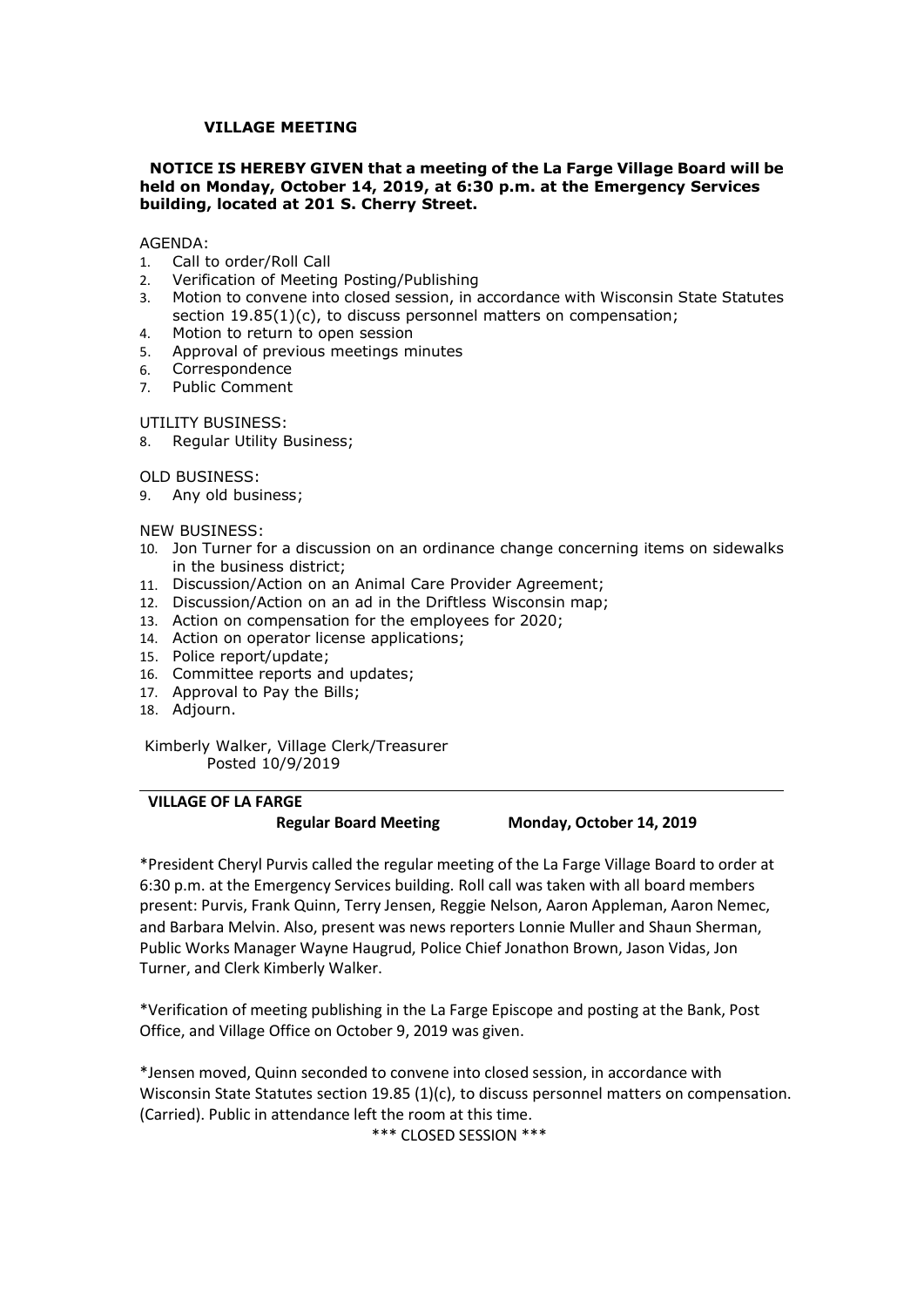**VILLAGE MEETING**

**NOTICE IS HEREBY GIVEN that a meeting of the La Farge Village Board will be held on Monday, October 14, 2019, at 6:30 p.m. at the Emergency Services building, located at 201 S. Cherry Street.**

AGENDA:

1. Call to order/Roll Call
2. Verification of Meeting Posting/Publishing
3. Motion to convene into closed session, in accordance with Wisconsin State Statutes section 19.85(1)(c), to discuss personnel matters on compensation;
4. Motion to return to open session
5. Approval of previous meetings minutes
6. Correspondence
7. Public Comment

UTILITY BUSINESS:

8. Regular Utility Business;

OLD BUSINESS:

9. Any old business;

NEW BUSINESS:

10. Jon Turner for a discussion on an ordinance change concerning items on sidewalks in the business district;
11. Discussion/Action on an Animal Care Provider Agreement;
12. Discussion/Action on an ad in the Driftless Wisconsin map;
13. Action on compensation for the employees for 2020;
14. Action on operator license applications;
15. Police report/update;
16. Committee reports and updates;
17. Approval to Pay the Bills;
18. Adjourn.

Kimberly Walker, Village Clerk/Treasurer
Posted 10/9/2019

---

**VILLAGE OF LA FARGE**

**Regular Board Meeting Monday, October 14, 2019**

*President Cheryl Purvis called the regular meeting of the La Farge Village Board to order at 6:30 p.m. at the Emergency Services building. Roll call was taken with all board members present: Purvis, Frank Quinn, Terry Jensen, Reggie Nelson, Aaron Appleman, Aaron Nemec, and Barbara Melvin. Also, present was news reporters Lonnie Muller and Shaun Sherman, Public Works Manager Wayne Haugrud, Police Chief Jonathon Brown, Jason Vidas, Jon Turner, and Clerk Kimberly Walker.

*Verification of meeting publishing in the La Farge Episcope and posting at the Bank, Post Office, and Village Office on October 9, 2019 was given.

*Jensen moved, Quinn seconded to convene into closed session, in accordance with Wisconsin State Statutes section 19.85 (1)(c), to discuss personnel matters on compensation. (Carried). Public in attendance left the room at this time.

*** CLOSED SESSION ***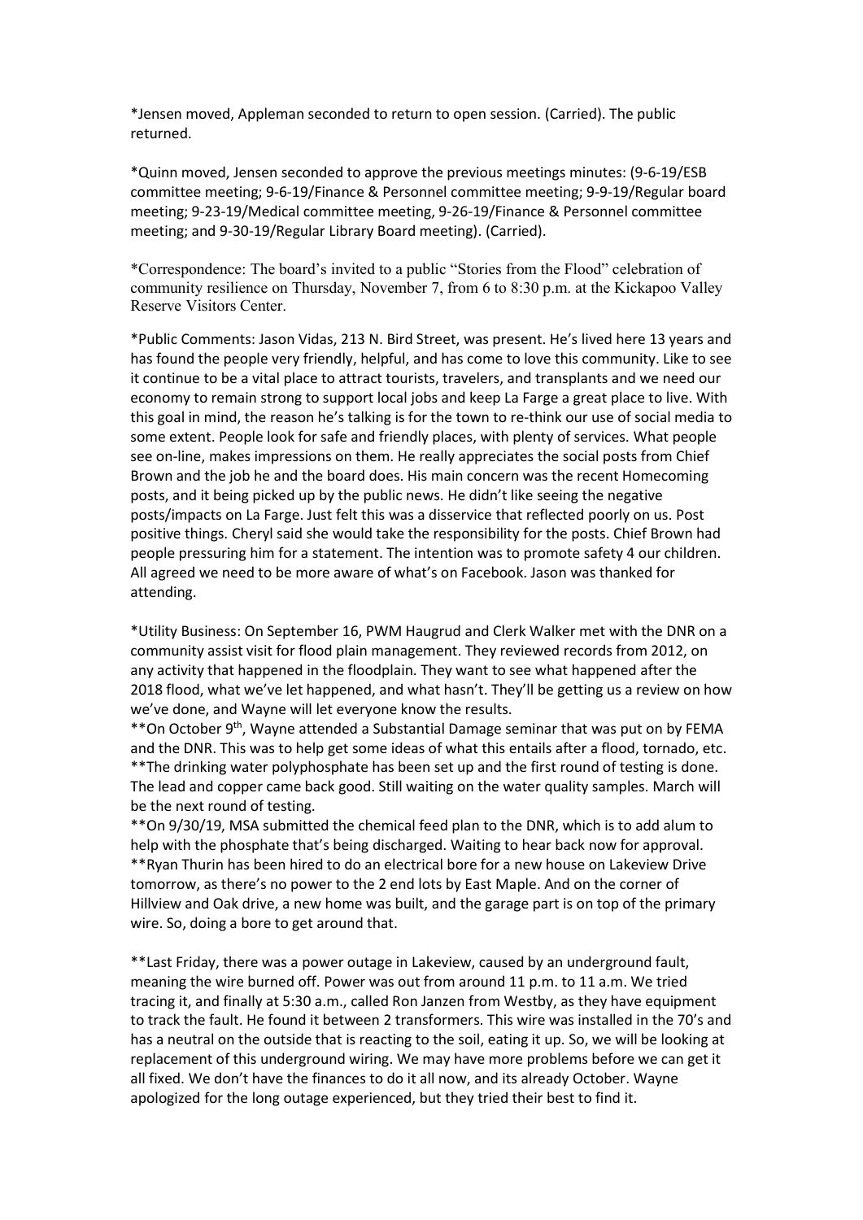*Jensen moved, Appleman seconded to return to open session. (Carried). The public returned.

*Quinn moved, Jensen seconded to approve the previous meetings minutes: (9-6-19/ESB committee meeting; 9-6-19/Finance & Personnel committee meeting; 9-9-19/Regular board meeting; 9-23-19/Medical committee meeting, 9-26-19/Finance & Personnel committee meeting; and 9-30-19/Regular Library Board meeting). (Carried).

*Correspondence: The board's invited to a public "Stories from the Flood" celebration of community resilience on Thursday, November 7, from 6 to 8:30 p.m. at the Kickapoo Valley Reserve Visitors Center.

*Public Comments: Jason Vidas, 213 N. Bird Street, was present. He's lived here 13 years and has found the people very friendly, helpful, and has come to love this community. Like to see it continue to be a vital place to attract tourists, travelers, and transplants and we need our economy to remain strong to support local jobs and keep La Farge a great place to live. With this goal in mind, the reason he's talking is for the town to re-think our use of social media to some extent. People look for safe and friendly places, with plenty of services. What people see on-line, makes impressions on them. He really appreciates the social posts from Chief Brown and the job he and the board does. His main concern was the recent Homecoming posts, and it being picked up by the public news. He didn't like seeing the negative posts/impacts on La Farge. Just felt this was a disservice that reflected poorly on us. Post positive things. Cheryl said she would take the responsibility for the posts. Chief Brown had people pressuring him for a statement. The intention was to promote safety 4 our children. All agreed we need to be more aware of what's on Facebook. Jason was thanked for attending.

*Utility Business: On September 16, PWM Haugrud and Clerk Walker met with the DNR on a community assist visit for flood plain management. They reviewed records from 2012, on any activity that happened in the floodplain. They want to see what happened after the 2018 flood, what we've let happened, and what hasn't. They'll be getting us a review on how we've done, and Wayne will let everyone know the results.

**On October 9th, Wayne attended a Substantial Damage seminar that was put on by FEMA and the DNR. This was to help get some ideas of what this entails after a flood, tornado, etc.

**The drinking water polyphosphate has been set up and the first round of testing is done. The lead and copper came back good. Still waiting on the water quality samples. March will be the next round of testing.

**On 9/30/19, MSA submitted the chemical feed plan to the DNR, which is to add alum to help with the phosphate that's being discharged. Waiting to hear back now for approval.

**Ryan Thurin has been hired to do an electrical bore for a new house on Lakeview Drive tomorrow, as there's no power to the 2 end lots by East Maple. And on the corner of Hillview and Oak drive, a new home was built, and the garage part is on top of the primary wire. So, doing a bore to get around that.

**Last Friday, there was a power outage in Lakeview, caused by an underground fault, meaning the wire burned off. Power was out from around 11 p.m. to 11 a.m. We tried tracing it, and finally at 5:30 a.m., called Ron Janzen from Westby, as they have equipment to track the fault. He found it between 2 transformers. This wire was installed in the 70's and has a neutral on the outside that is reacting to the soil, eating it up. So, we will be looking at replacement of this underground wiring. We may have more problems before we can get it all fixed. We don't have the finances to do it all now, and its already October. Wayne apologized for the long outage experienced, but they tried their best to find it.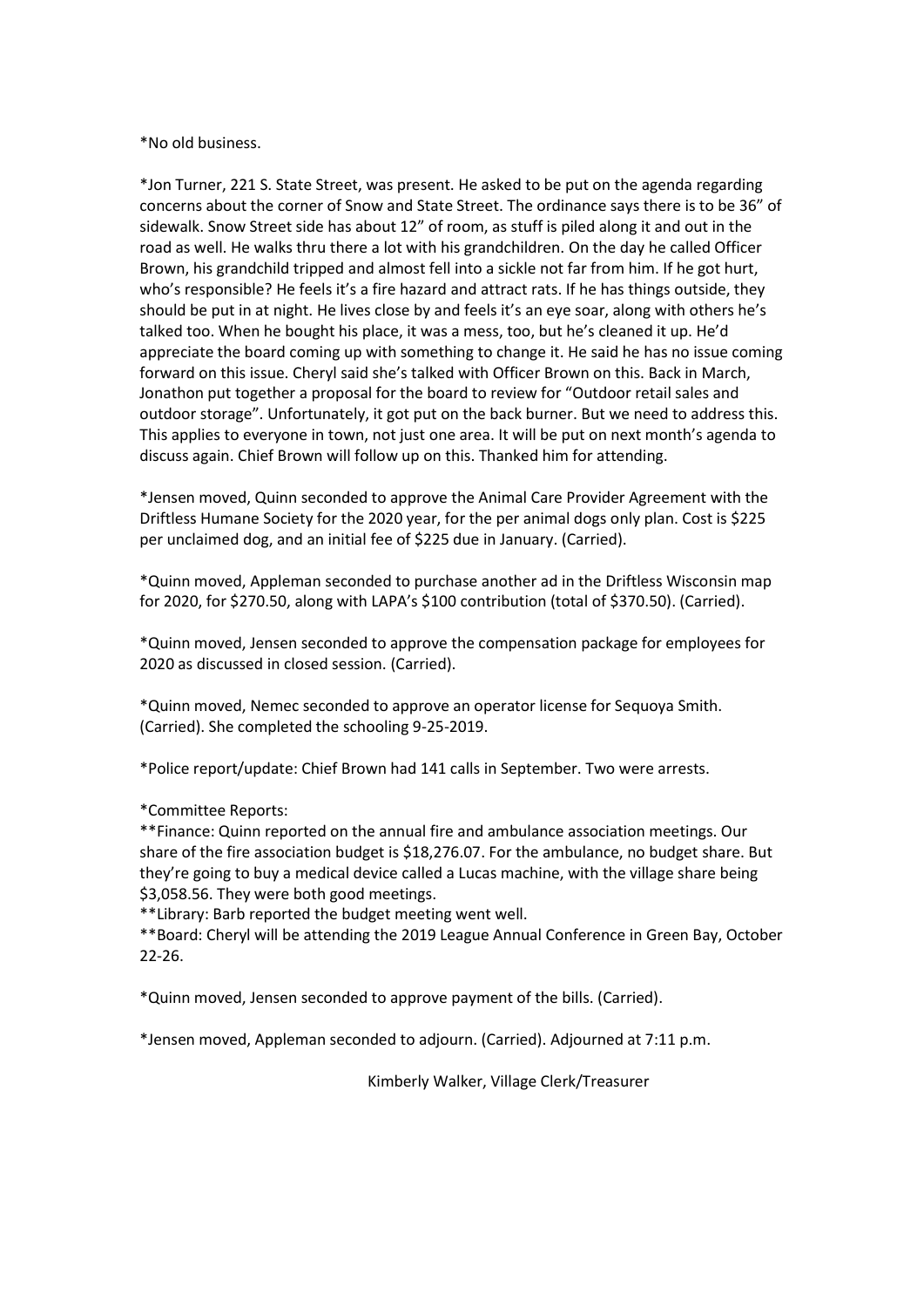*No old business.

*Jon Turner, 221 S. State Street, was present. He asked to be put on the agenda regarding concerns about the corner of Snow and State Street. The ordinance says there is to be 36" of sidewalk. Snow Street side has about 12" of room, as stuff is piled along it and out in the road as well. He walks thru there a lot with his grandchildren. On the day he called Officer Brown, his grandchild tripped and almost fell into a sickle not far from him. If he got hurt, who's responsible? He feels it's a fire hazard and attract rats. If he has things outside, they should be put in at night. He lives close by and feels it's an eye soar, along with others he's talked too. When he bought his place, it was a mess, too, but he's cleaned it up. He'd appreciate the board coming up with something to change it. He said he has no issue coming forward on this issue. Cheryl said she's talked with Officer Brown on this. Back in March, Jonathon put together a proposal for the board to review for "Outdoor retail sales and outdoor storage". Unfortunately, it got put on the back burner. But we need to address this. This applies to everyone in town, not just one area. It will be put on next month's agenda to discuss again. Chief Brown will follow up on this. Thanked him for attending.

*Jensen moved, Quinn seconded to approve the Animal Care Provider Agreement with the Driftless Humane Society for the 2020 year, for the per animal dogs only plan. Cost is $225 per unclaimed dog, and an initial fee of $225 due in January. (Carried).

*Quinn moved, Appleman seconded to purchase another ad in the Driftless Wisconsin map for 2020, for $270.50, along with LAPA's $100 contribution (total of $370.50). (Carried).

*Quinn moved, Jensen seconded to approve the compensation package for employees for 2020 as discussed in closed session. (Carried).

*Quinn moved, Nemec seconded to approve an operator license for Sequoya Smith. (Carried). She completed the schooling 9-25-2019.

*Police report/update: Chief Brown had 141 calls in September. Two were arrests.

*Committee Reports:
**Finance: Quinn reported on the annual fire and ambulance association meetings. Our share of the fire association budget is $18,276.07. For the ambulance, no budget share. But they're going to buy a medical device called a Lucas machine, with the village share being $3,058.56. They were both good meetings.
**Library: Barb reported the budget meeting went well.
**Board: Cheryl will be attending the 2019 League Annual Conference in Green Bay, October 22-26.

*Quinn moved, Jensen seconded to approve payment of the bills. (Carried).

*Jensen moved, Appleman seconded to adjourn. (Carried). Adjourned at 7:11 p.m.

Kimberly Walker, Village Clerk/Treasurer